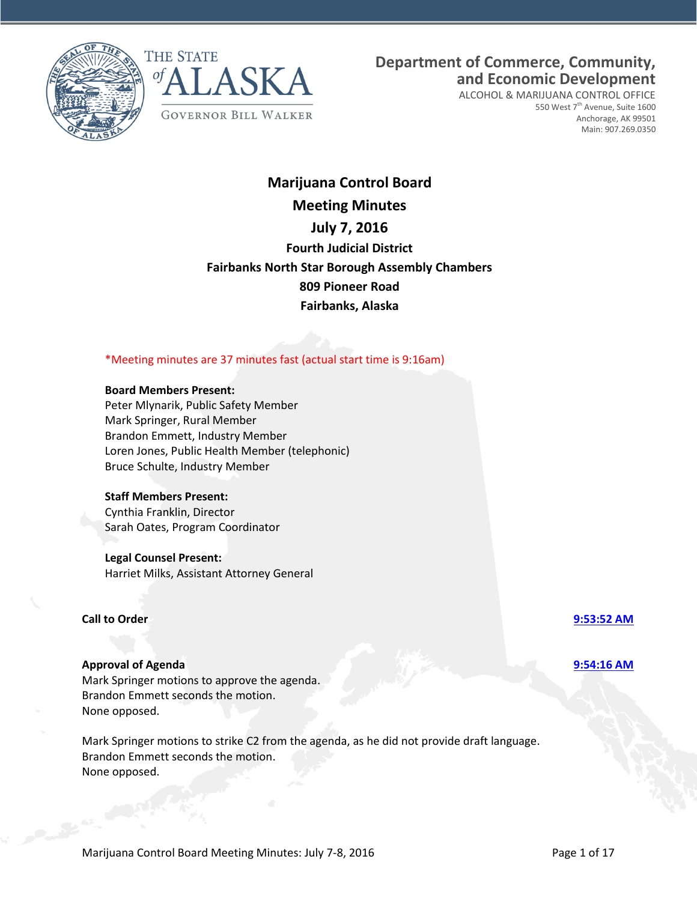THE STATE of ALASKA

GOVERNOR BILL WALKER

**Department of Commerce, Community, and Economic Development**

ALCOHOL & MARIJUANA CONTROL OFFICE
550 West 7th Avenue, Suite 1600
Anchorage, AK 99501
Main: 907.269.0350

# Marijuana Control Board
## Meeting Minutes
## July 7, 2016
### Fourth Judicial District
### Fairbanks North Star Borough Assembly Chambers
### 809 Pioneer Road
### Fairbanks, Alaska

*Meeting minutes are 37 minutes fast (actual start time is 9:16am)

**Board Members Present:**
Peter Mlynarik, Public Safety Member
Mark Springer, Rural Member
Brandon Emmett, Industry Member
Loren Jones, Public Health Member (telephonic)
Bruce Schulte, Industry Member

**Staff Members Present:**
Cynthia Franklin, Director
Sarah Oates, Program Coordinator

**Legal Counsel Present:**
Harriet Milks, Assistant Attorney General

**Call to Order** — 9:53:52 AM

**Approval of Agenda** — 9:54:16 AM

Mark Springer motions to approve the agenda.
Brandon Emmett seconds the motion.
None opposed.

Mark Springer motions to strike C2 from the agenda, as he did not provide draft language.
Brandon Emmett seconds the motion.
None opposed.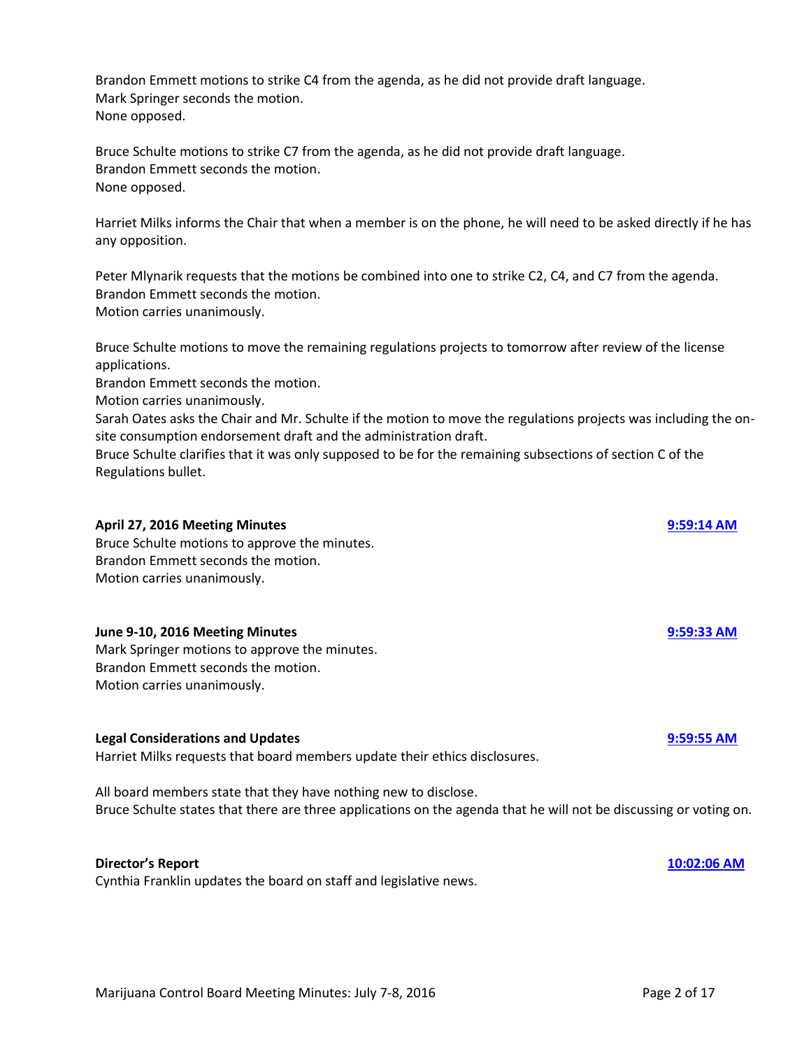Brandon Emmett motions to strike C4 from the agenda, as he did not provide draft language.
Mark Springer seconds the motion.
None opposed.

Bruce Schulte motions to strike C7 from the agenda, as he did not provide draft language.
Brandon Emmett seconds the motion.
None opposed.

Harriet Milks informs the Chair that when a member is on the phone, he will need to be asked directly if he has any opposition.

Peter Mlynarik requests that the motions be combined into one to strike C2, C4, and C7 from the agenda.
Brandon Emmett seconds the motion.
Motion carries unanimously.

Bruce Schulte motions to move the remaining regulations projects to tomorrow after review of the license applications.
Brandon Emmett seconds the motion.
Motion carries unanimously.
Sarah Oates asks the Chair and Mr. Schulte if the motion to move the regulations projects was including the on-site consumption endorsement draft and the administration draft.
Bruce Schulte clarifies that it was only supposed to be for the remaining subsections of section C of the Regulations bullet.

**April 27, 2016 Meeting Minutes** **9:59:14 AM**
Bruce Schulte motions to approve the minutes.
Brandon Emmett seconds the motion.
Motion carries unanimously.

**June 9-10, 2016 Meeting Minutes** **9:59:33 AM**
Mark Springer motions to approve the minutes.
Brandon Emmett seconds the motion.
Motion carries unanimously.

**Legal Considerations and Updates** **9:59:55 AM**
Harriet Milks requests that board members update their ethics disclosures.

All board members state that they have nothing new to disclose.
Bruce Schulte states that there are three applications on the agenda that he will not be discussing or voting on.

**Director's Report** **10:02:06 AM**
Cynthia Franklin updates the board on staff and legislative news.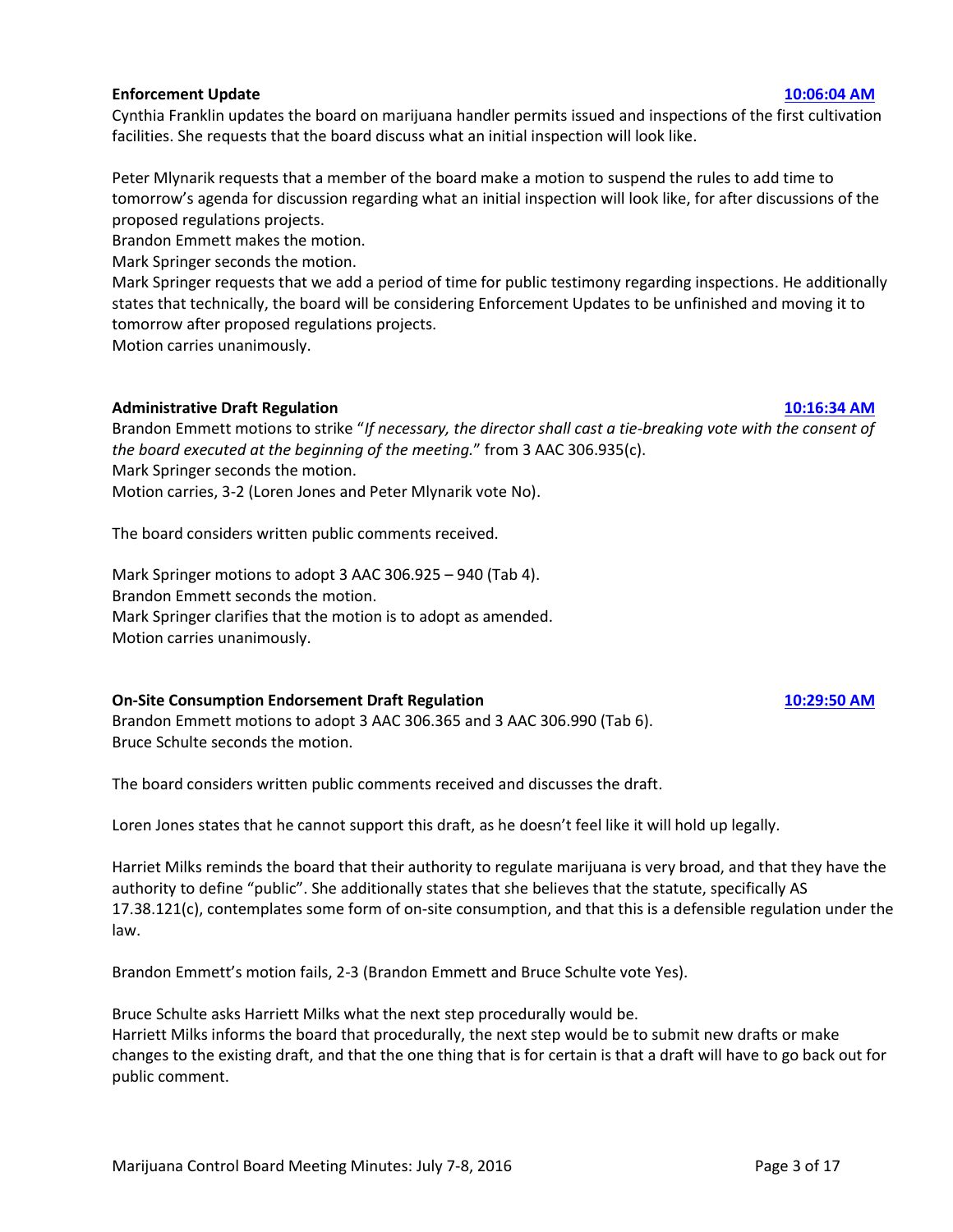**Enforcement Update** **10:06:04 AM**

Cynthia Franklin updates the board on marijuana handler permits issued and inspections of the first cultivation facilities. She requests that the board discuss what an initial inspection will look like.

Peter Mlynarik requests that a member of the board make a motion to suspend the rules to add time to tomorrow's agenda for discussion regarding what an initial inspection will look like, for after discussions of the proposed regulations projects.
Brandon Emmett makes the motion.
Mark Springer seconds the motion.
Mark Springer requests that we add a period of time for public testimony regarding inspections. He additionally states that technically, the board will be considering Enforcement Updates to be unfinished and moving it to tomorrow after proposed regulations projects.
Motion carries unanimously.

**Administrative Draft Regulation** **10:16:34 AM**

Brandon Emmett motions to strike "*If necessary, the director shall cast a tie-breaking vote with the consent of the board executed at the beginning of the meeting.*" from 3 AAC 306.935(c).
Mark Springer seconds the motion.
Motion carries, 3-2 (Loren Jones and Peter Mlynarik vote No).

The board considers written public comments received.

Mark Springer motions to adopt 3 AAC 306.925 – 940 (Tab 4).
Brandon Emmett seconds the motion.
Mark Springer clarifies that the motion is to adopt as amended.
Motion carries unanimously.

**On-Site Consumption Endorsement Draft Regulation** **10:29:50 AM**

Brandon Emmett motions to adopt 3 AAC 306.365 and 3 AAC 306.990 (Tab 6).
Bruce Schulte seconds the motion.

The board considers written public comments received and discusses the draft.

Loren Jones states that he cannot support this draft, as he doesn't feel like it will hold up legally.

Harriet Milks reminds the board that their authority to regulate marijuana is very broad, and that they have the authority to define "public". She additionally states that she believes that the statute, specifically AS 17.38.121(c), contemplates some form of on-site consumption, and that this is a defensible regulation under the law.

Brandon Emmett's motion fails, 2-3 (Brandon Emmett and Bruce Schulte vote Yes).

Bruce Schulte asks Harriett Milks what the next step procedurally would be.
Harriett Milks informs the board that procedurally, the next step would be to submit new drafts or make changes to the existing draft, and that the one thing that is for certain is that a draft will have to go back out for public comment.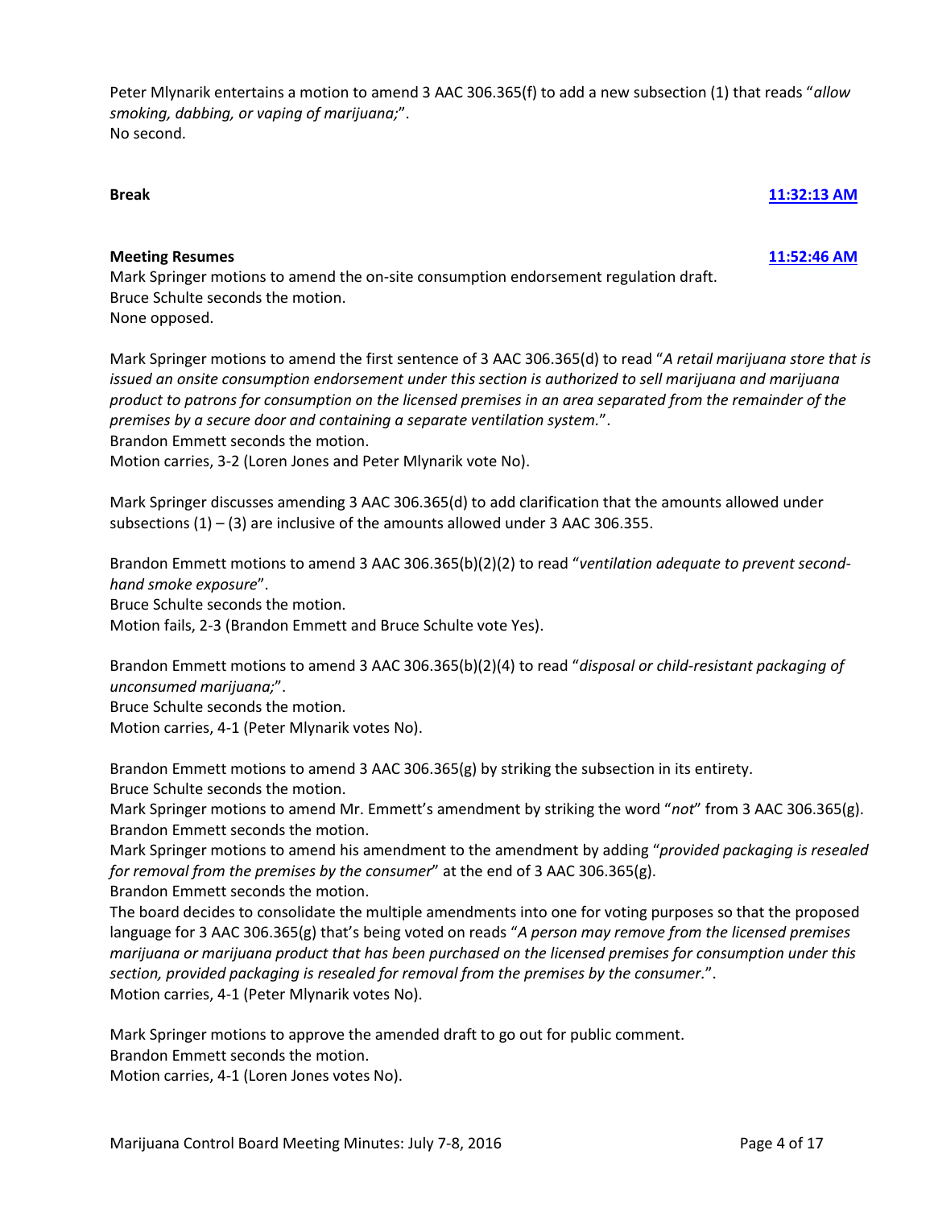Peter Mlynarik entertains a motion to amend 3 AAC 306.365(f) to add a new subsection (1) that reads "*allow smoking, dabbing, or vaping of marijuana;*".
No second.

**Break** **11:32:13 AM**

**Meeting Resumes** **11:52:46 AM**

Mark Springer motions to amend the on-site consumption endorsement regulation draft.
Bruce Schulte seconds the motion.
None opposed.

Mark Springer motions to amend the first sentence of 3 AAC 306.365(d) to read "*A retail marijuana store that is issued an onsite consumption endorsement under this section is authorized to sell marijuana and marijuana product to patrons for consumption on the licensed premises in an area separated from the remainder of the premises by a secure door and containing a separate ventilation system.*".
Brandon Emmett seconds the motion.
Motion carries, 3-2 (Loren Jones and Peter Mlynarik vote No).

Mark Springer discusses amending 3 AAC 306.365(d) to add clarification that the amounts allowed under subsections (1) – (3) are inclusive of the amounts allowed under 3 AAC 306.355.

Brandon Emmett motions to amend 3 AAC 306.365(b)(2)(2) to read "*ventilation adequate to prevent second-hand smoke exposure*".
Bruce Schulte seconds the motion.
Motion fails, 2-3 (Brandon Emmett and Bruce Schulte vote Yes).

Brandon Emmett motions to amend 3 AAC 306.365(b)(2)(4) to read "*disposal or child-resistant packaging of unconsumed marijuana;*".
Bruce Schulte seconds the motion.
Motion carries, 4-1 (Peter Mlynarik votes No).

Brandon Emmett motions to amend 3 AAC 306.365(g) by striking the subsection in its entirety.
Bruce Schulte seconds the motion.
Mark Springer motions to amend Mr. Emmett's amendment by striking the word "*not*" from 3 AAC 306.365(g).
Brandon Emmett seconds the motion.
Mark Springer motions to amend his amendment to the amendment by adding "*provided packaging is resealed for removal from the premises by the consumer*" at the end of 3 AAC 306.365(g).
Brandon Emmett seconds the motion.
The board decides to consolidate the multiple amendments into one for voting purposes so that the proposed language for 3 AAC 306.365(g) that's being voted on reads "*A person may remove from the licensed premises marijuana or marijuana product that has been purchased on the licensed premises for consumption under this section, provided packaging is resealed for removal from the premises by the consumer.*".
Motion carries, 4-1 (Peter Mlynarik votes No).

Mark Springer motions to approve the amended draft to go out for public comment.
Brandon Emmett seconds the motion.
Motion carries, 4-1 (Loren Jones votes No).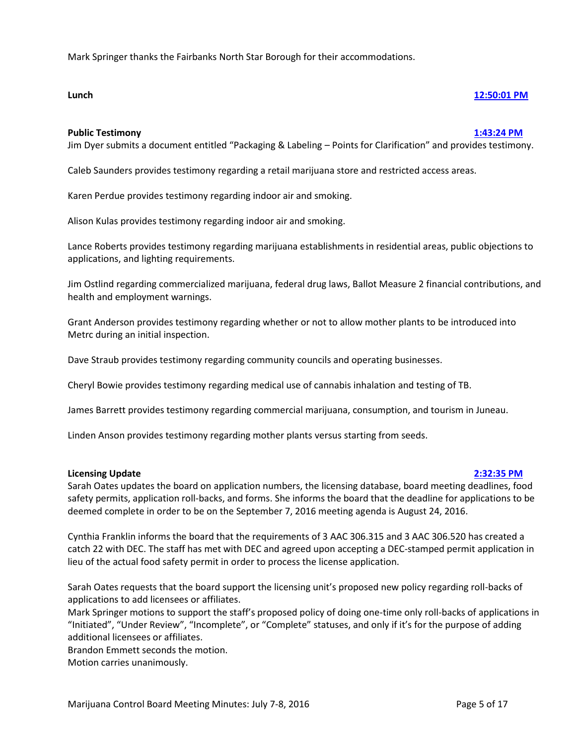Mark Springer thanks the Fairbanks North Star Borough for their accommodations.

**Lunch** [12:50:01 PM]

**Public Testimony** [1:43:24 PM]

Jim Dyer submits a document entitled "Packaging & Labeling – Points for Clarification" and provides testimony.

Caleb Saunders provides testimony regarding a retail marijuana store and restricted access areas.

Karen Perdue provides testimony regarding indoor air and smoking.

Alison Kulas provides testimony regarding indoor air and smoking.

Lance Roberts provides testimony regarding marijuana establishments in residential areas, public objections to applications, and lighting requirements.

Jim Ostlind regarding commercialized marijuana, federal drug laws, Ballot Measure 2 financial contributions, and health and employment warnings.

Grant Anderson provides testimony regarding whether or not to allow mother plants to be introduced into Metrc during an initial inspection.

Dave Straub provides testimony regarding community councils and operating businesses.

Cheryl Bowie provides testimony regarding medical use of cannabis inhalation and testing of TB.

James Barrett provides testimony regarding commercial marijuana, consumption, and tourism in Juneau.

Linden Anson provides testimony regarding mother plants versus starting from seeds.

**Licensing Update** [2:32:35 PM]

Sarah Oates updates the board on application numbers, the licensing database, board meeting deadlines, food safety permits, application roll-backs, and forms. She informs the board that the deadline for applications to be deemed complete in order to be on the September 7, 2016 meeting agenda is August 24, 2016.

Cynthia Franklin informs the board that the requirements of 3 AAC 306.315 and 3 AAC 306.520 has created a catch 22 with DEC. The staff has met with DEC and agreed upon accepting a DEC-stamped permit application in lieu of the actual food safety permit in order to process the license application.

Sarah Oates requests that the board support the licensing unit's proposed new policy regarding roll-backs of applications to add licensees or affiliates.
Mark Springer motions to support the staff's proposed policy of doing one-time only roll-backs of applications in "Initiated", "Under Review", "Incomplete", or "Complete" statuses, and only if it's for the purpose of adding additional licensees or affiliates.
Brandon Emmett seconds the motion.
Motion carries unanimously.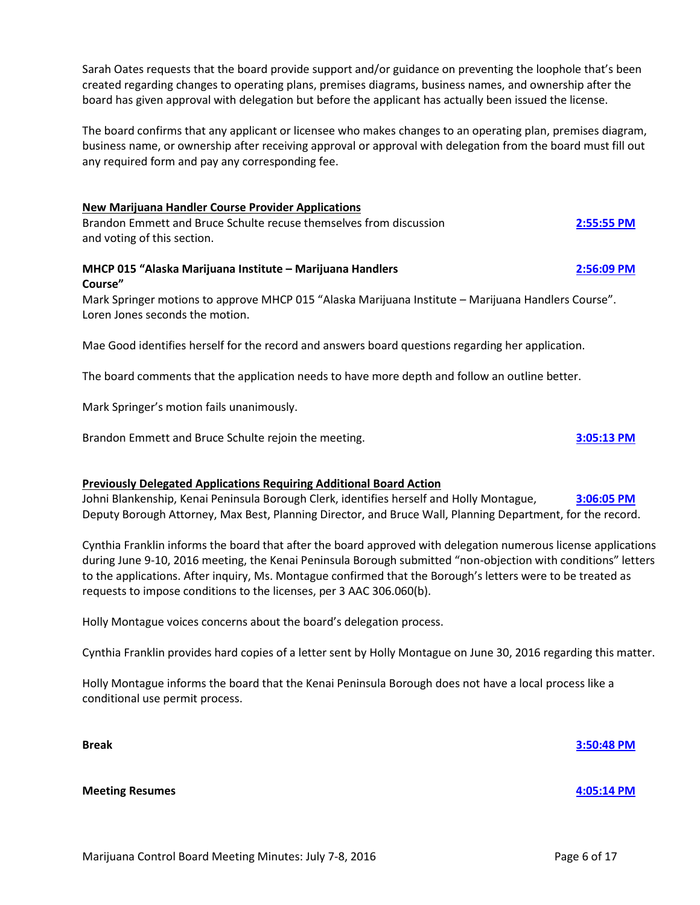Sarah Oates requests that the board provide support and/or guidance on preventing the loophole that's been created regarding changes to operating plans, premises diagrams, business names, and ownership after the board has given approval with delegation but before the applicant has actually been issued the license.

The board confirms that any applicant or licensee who makes changes to an operating plan, premises diagram, business name, or ownership after receiving approval or approval with delegation from the board must fill out any required form and pay any corresponding fee.

**New Marijuana Handler Course Provider Applications**

Brandon Emmett and Bruce Schulte recuse themselves from discussion and voting of this section. **2:55:55 PM**

**MHCP 015 "Alaska Marijuana Institute – Marijuana Handlers Course"** **2:56:09 PM**

Mark Springer motions to approve MHCP 015 "Alaska Marijuana Institute – Marijuana Handlers Course". Loren Jones seconds the motion.

Mae Good identifies herself for the record and answers board questions regarding her application.

The board comments that the application needs to have more depth and follow an outline better.

Mark Springer's motion fails unanimously.

Brandon Emmett and Bruce Schulte rejoin the meeting. **3:05:13 PM**

**Previously Delegated Applications Requiring Additional Board Action**

Johni Blankenship, Kenai Peninsula Borough Clerk, identifies herself and Holly Montague, Deputy Borough Attorney, Max Best, Planning Director, and Bruce Wall, Planning Department, for the record. **3:06:05 PM**

Cynthia Franklin informs the board that after the board approved with delegation numerous license applications during June 9-10, 2016 meeting, the Kenai Peninsula Borough submitted "non-objection with conditions" letters to the applications. After inquiry, Ms. Montague confirmed that the Borough's letters were to be treated as requests to impose conditions to the licenses, per 3 AAC 306.060(b).

Holly Montague voices concerns about the board's delegation process.

Cynthia Franklin provides hard copies of a letter sent by Holly Montague on June 30, 2016 regarding this matter.

Holly Montague informs the board that the Kenai Peninsula Borough does not have a local process like a conditional use permit process.

**Break** **3:50:48 PM**

**Meeting Resumes** **4:05:14 PM**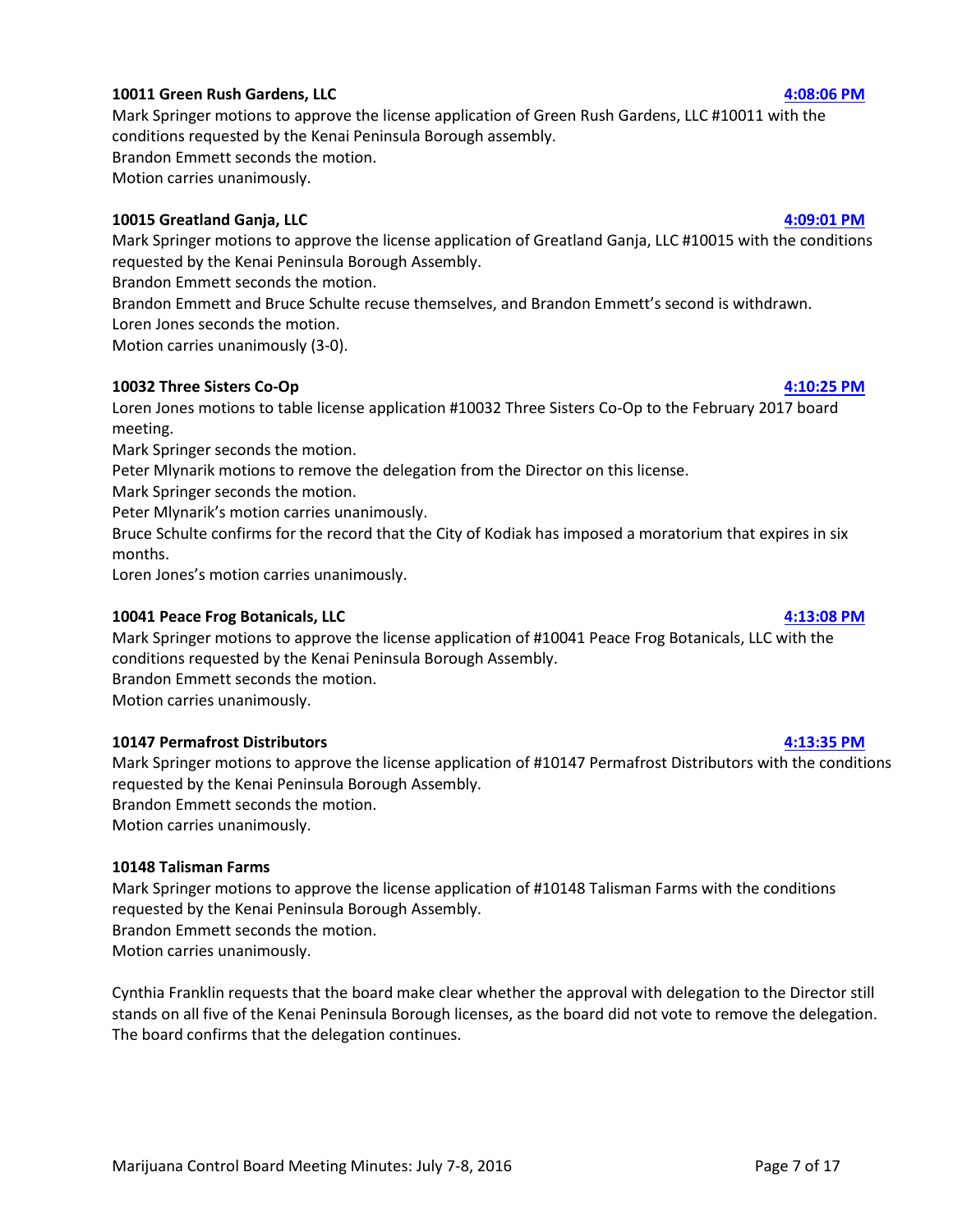**10011 Green Rush Gardens, LLC** **4:08:06 PM**

Mark Springer motions to approve the license application of Green Rush Gardens, LLC #10011 with the conditions requested by the Kenai Peninsula Borough assembly.
Brandon Emmett seconds the motion.
Motion carries unanimously.

**10015 Greatland Ganja, LLC** **4:09:01 PM**

Mark Springer motions to approve the license application of Greatland Ganja, LLC #10015 with the conditions requested by the Kenai Peninsula Borough Assembly.
Brandon Emmett seconds the motion.
Brandon Emmett and Bruce Schulte recuse themselves, and Brandon Emmett's second is withdrawn.
Loren Jones seconds the motion.
Motion carries unanimously (3-0).

**10032 Three Sisters Co-Op** **4:10:25 PM**

Loren Jones motions to table license application #10032 Three Sisters Co-Op to the February 2017 board meeting.
Mark Springer seconds the motion.
Peter Mlynarik motions to remove the delegation from the Director on this license.
Mark Springer seconds the motion.
Peter Mlynarik's motion carries unanimously.
Bruce Schulte confirms for the record that the City of Kodiak has imposed a moratorium that expires in six months.
Loren Jones's motion carries unanimously.

**10041 Peace Frog Botanicals, LLC** **4:13:08 PM**

Mark Springer motions to approve the license application of #10041 Peace Frog Botanicals, LLC with the conditions requested by the Kenai Peninsula Borough Assembly.
Brandon Emmett seconds the motion.
Motion carries unanimously.

**10147 Permafrost Distributors** **4:13:35 PM**

Mark Springer motions to approve the license application of #10147 Permafrost Distributors with the conditions requested by the Kenai Peninsula Borough Assembly.
Brandon Emmett seconds the motion.
Motion carries unanimously.

**10148 Talisman Farms**

Mark Springer motions to approve the license application of #10148 Talisman Farms with the conditions requested by the Kenai Peninsula Borough Assembly.
Brandon Emmett seconds the motion.
Motion carries unanimously.

Cynthia Franklin requests that the board make clear whether the approval with delegation to the Director still stands on all five of the Kenai Peninsula Borough licenses, as the board did not vote to remove the delegation. The board confirms that the delegation continues.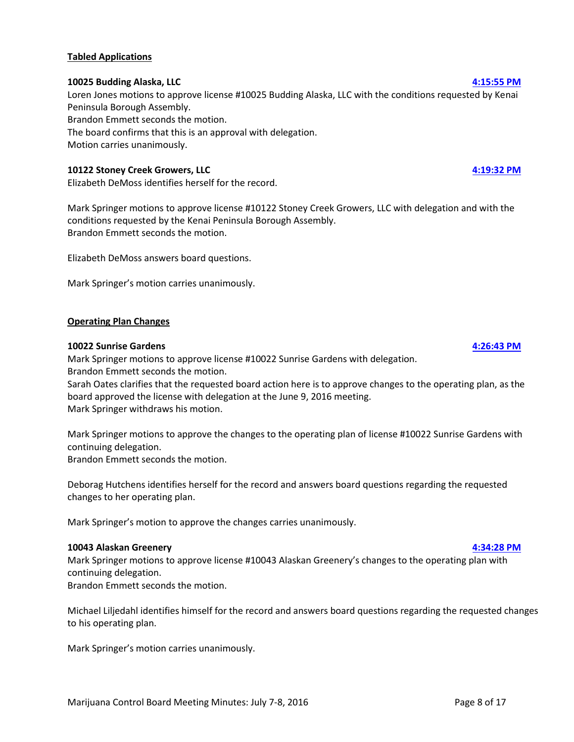**Tabled Applications**

**10025 Budding Alaska, LLC** **4:15:55 PM**

Loren Jones motions to approve license #10025 Budding Alaska, LLC with the conditions requested by Kenai Peninsula Borough Assembly.
Brandon Emmett seconds the motion.
The board confirms that this is an approval with delegation.
Motion carries unanimously.

**10122 Stoney Creek Growers, LLC** **4:19:32 PM**

Elizabeth DeMoss identifies herself for the record.

Mark Springer motions to approve license #10122 Stoney Creek Growers, LLC with delegation and with the conditions requested by the Kenai Peninsula Borough Assembly.
Brandon Emmett seconds the motion.

Elizabeth DeMoss answers board questions.

Mark Springer's motion carries unanimously.

**Operating Plan Changes**

**10022 Sunrise Gardens** **4:26:43 PM**

Mark Springer motions to approve license #10022 Sunrise Gardens with delegation.
Brandon Emmett seconds the motion.
Sarah Oates clarifies that the requested board action here is to approve changes to the operating plan, as the board approved the license with delegation at the June 9, 2016 meeting.
Mark Springer withdraws his motion.

Mark Springer motions to approve the changes to the operating plan of license #10022 Sunrise Gardens with continuing delegation.
Brandon Emmett seconds the motion.

Deborag Hutchens identifies herself for the record and answers board questions regarding the requested changes to her operating plan.

Mark Springer's motion to approve the changes carries unanimously.

**10043 Alaskan Greenery** **4:34:28 PM**

Mark Springer motions to approve license #10043 Alaskan Greenery's changes to the operating plan with continuing delegation.
Brandon Emmett seconds the motion.

Michael Liljedahl identifies himself for the record and answers board questions regarding the requested changes to his operating plan.

Mark Springer's motion carries unanimously.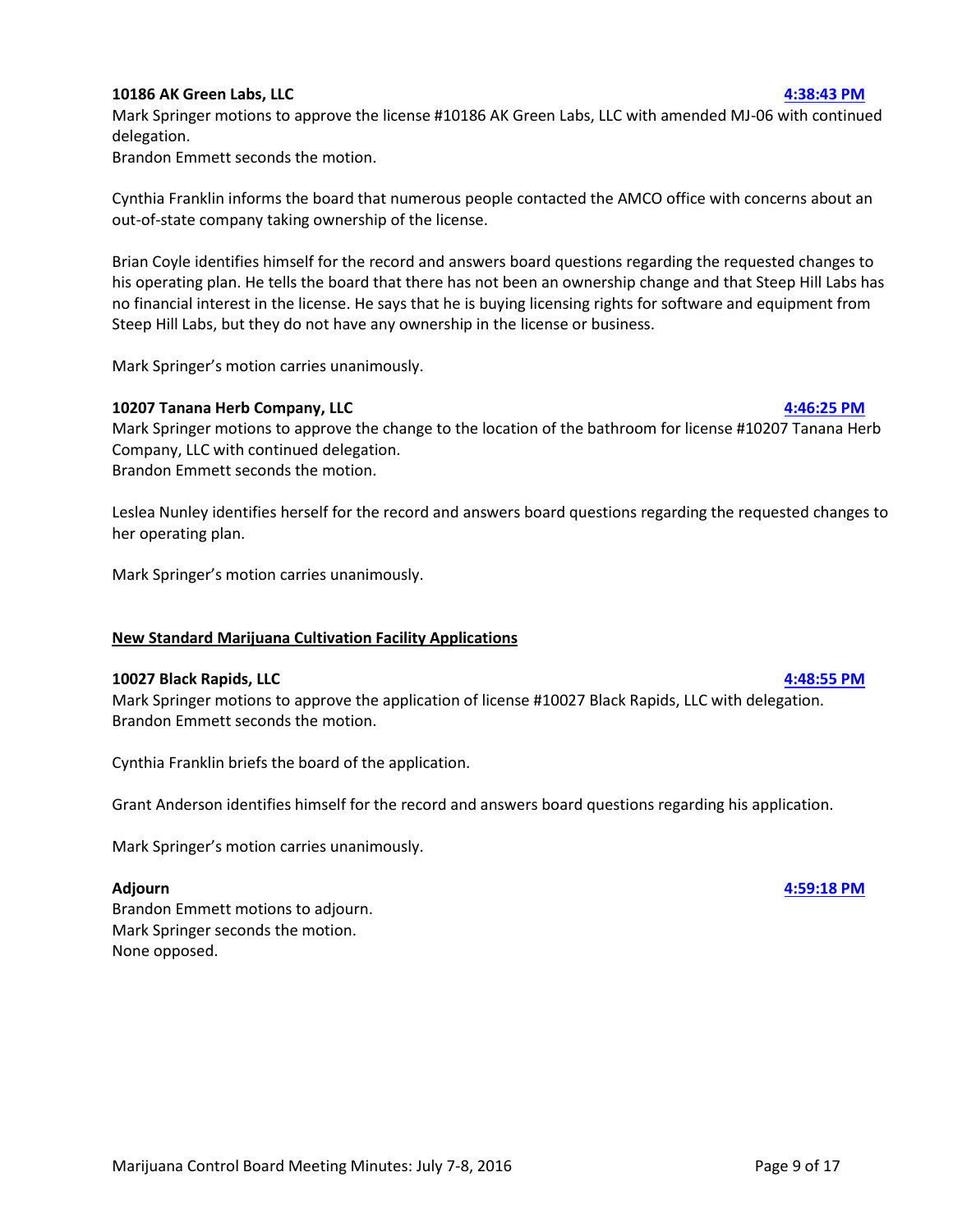**10186 AK Green Labs, LLC** **4:38:43 PM**

Mark Springer motions to approve the license #10186 AK Green Labs, LLC with amended MJ-06 with continued delegation.
Brandon Emmett seconds the motion.

Cynthia Franklin informs the board that numerous people contacted the AMCO office with concerns about an out-of-state company taking ownership of the license.

Brian Coyle identifies himself for the record and answers board questions regarding the requested changes to his operating plan. He tells the board that there has not been an ownership change and that Steep Hill Labs has no financial interest in the license. He says that he is buying licensing rights for software and equipment from Steep Hill Labs, but they do not have any ownership in the license or business.

Mark Springer's motion carries unanimously.

**10207 Tanana Herb Company, LLC** **4:46:25 PM**

Mark Springer motions to approve the change to the location of the bathroom for license #10207 Tanana Herb Company, LLC with continued delegation.
Brandon Emmett seconds the motion.

Leslea Nunley identifies herself for the record and answers board questions regarding the requested changes to her operating plan.

Mark Springer's motion carries unanimously.

## New Standard Marijuana Cultivation Facility Applications

**10027 Black Rapids, LLC** **4:48:55 PM**

Mark Springer motions to approve the application of license #10027 Black Rapids, LLC with delegation.
Brandon Emmett seconds the motion.

Cynthia Franklin briefs the board of the application.

Grant Anderson identifies himself for the record and answers board questions regarding his application.

Mark Springer's motion carries unanimously.

**Adjourn** **4:59:18 PM**

Brandon Emmett motions to adjourn.
Mark Springer seconds the motion.
None opposed.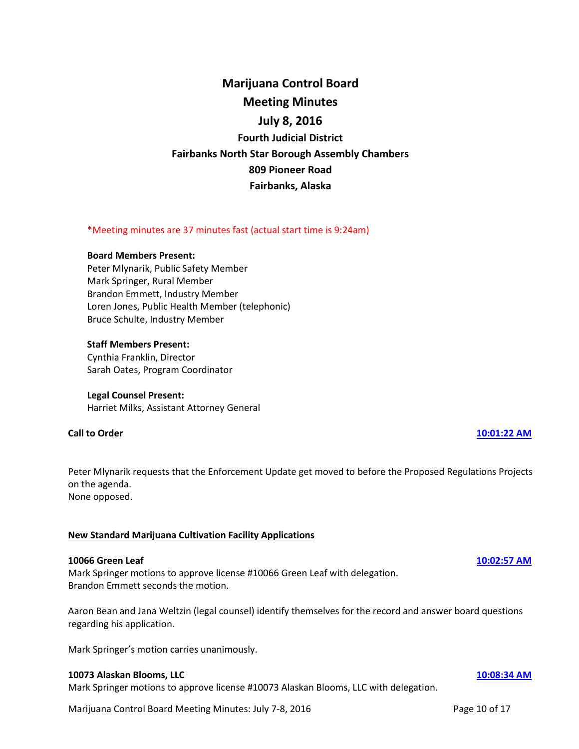# Marijuana Control Board

## Meeting Minutes

## July 8, 2016

### Fourth Judicial District
### Fairbanks North Star Borough Assembly Chambers
### 809 Pioneer Road
### Fairbanks, Alaska

*Meeting minutes are 37 minutes fast (actual start time is 9:24am)

**Board Members Present:**
Peter Mlynarik, Public Safety Member
Mark Springer, Rural Member
Brandon Emmett, Industry Member
Loren Jones, Public Health Member (telephonic)
Bruce Schulte, Industry Member

**Staff Members Present:**
Cynthia Franklin, Director
Sarah Oates, Program Coordinator

**Legal Counsel Present:**
Harriet Milks, Assistant Attorney General

**Call to Order** [10:01:22 AM]

Peter Mlynarik requests that the Enforcement Update get moved to before the Proposed Regulations Projects on the agenda.
None opposed.

**New Standard Marijuana Cultivation Facility Applications**

**10066 Green Leaf** [10:02:57 AM]
Mark Springer motions to approve license #10066 Green Leaf with delegation.
Brandon Emmett seconds the motion.

Aaron Bean and Jana Weltzin (legal counsel) identify themselves for the record and answer board questions regarding his application.

Mark Springer's motion carries unanimously.

**10073 Alaskan Blooms, LLC** [10:08:34 AM]
Mark Springer motions to approve license #10073 Alaskan Blooms, LLC with delegation.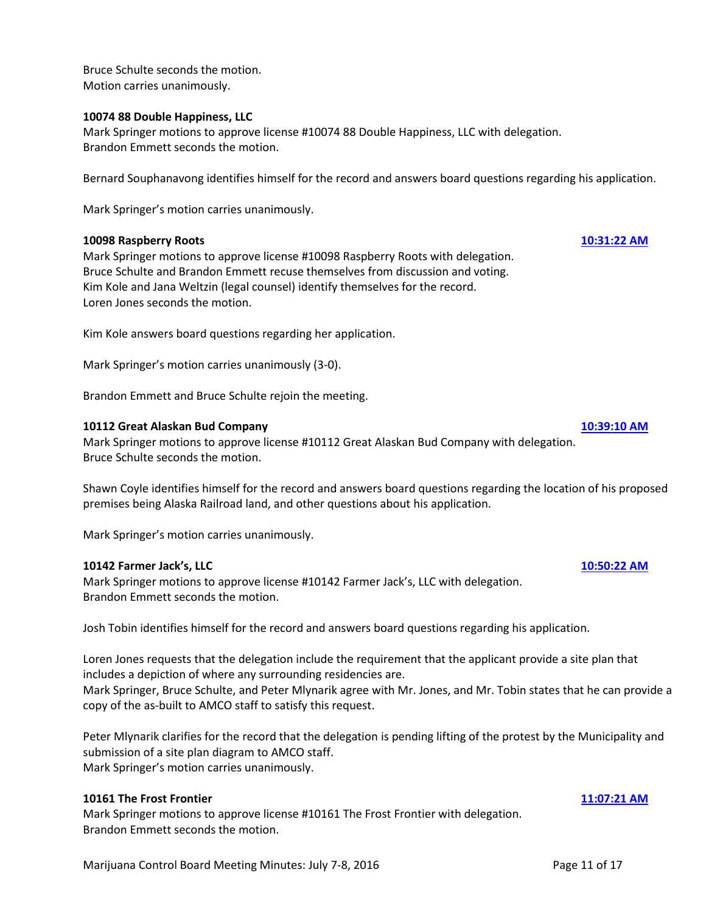Bruce Schulte seconds the motion.
Motion carries unanimously.

**10074 88 Double Happiness, LLC**
Mark Springer motions to approve license #10074 88 Double Happiness, LLC with delegation.
Brandon Emmett seconds the motion.

Bernard Souphanavong identifies himself for the record and answers board questions regarding his application.

Mark Springer's motion carries unanimously.

**10098 Raspberry Roots** **10:31:22 AM**
Mark Springer motions to approve license #10098 Raspberry Roots with delegation.
Bruce Schulte and Brandon Emmett recuse themselves from discussion and voting.
Kim Kole and Jana Weltzin (legal counsel) identify themselves for the record.
Loren Jones seconds the motion.

Kim Kole answers board questions regarding her application.

Mark Springer's motion carries unanimously (3-0).

Brandon Emmett and Bruce Schulte rejoin the meeting.

**10112 Great Alaskan Bud Company** **10:39:10 AM**
Mark Springer motions to approve license #10112 Great Alaskan Bud Company with delegation.
Bruce Schulte seconds the motion.

Shawn Coyle identifies himself for the record and answers board questions regarding the location of his proposed premises being Alaska Railroad land, and other questions about his application.

Mark Springer's motion carries unanimously.

**10142 Farmer Jack's, LLC** **10:50:22 AM**
Mark Springer motions to approve license #10142 Farmer Jack's, LLC with delegation.
Brandon Emmett seconds the motion.

Josh Tobin identifies himself for the record and answers board questions regarding his application.

Loren Jones requests that the delegation include the requirement that the applicant provide a site plan that includes a depiction of where any surrounding residencies are.
Mark Springer, Bruce Schulte, and Peter Mlynarik agree with Mr. Jones, and Mr. Tobin states that he can provide a copy of the as-built to AMCO staff to satisfy this request.

Peter Mlynarik clarifies for the record that the delegation is pending lifting of the protest by the Municipality and submission of a site plan diagram to AMCO staff.
Mark Springer's motion carries unanimously.

**10161 The Frost Frontier** **11:07:21 AM**
Mark Springer motions to approve license #10161 The Frost Frontier with delegation.
Brandon Emmett seconds the motion.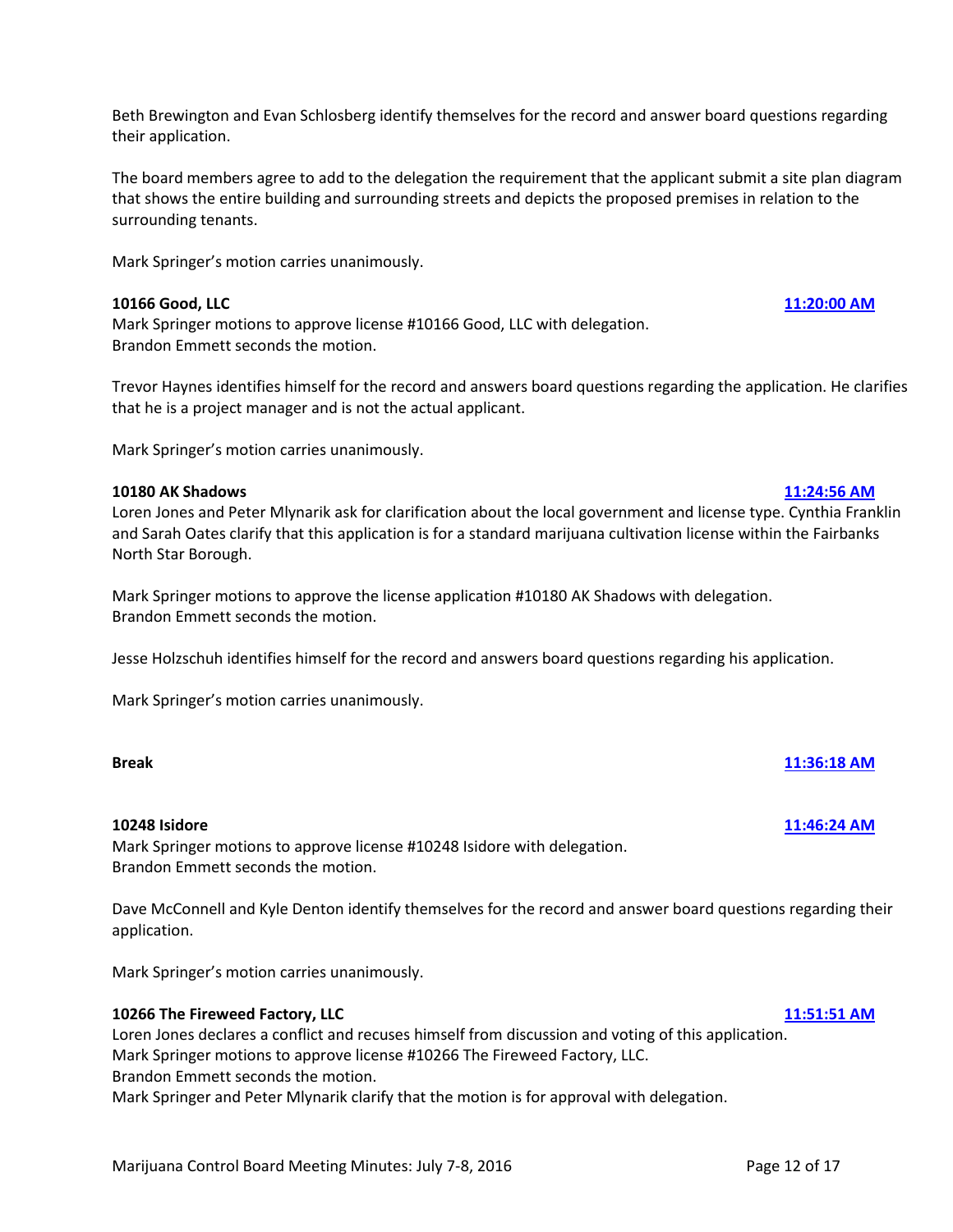Beth Brewington and Evan Schlosberg identify themselves for the record and answer board questions regarding their application.

The board members agree to add to the delegation the requirement that the applicant submit a site plan diagram that shows the entire building and surrounding streets and depicts the proposed premises in relation to the surrounding tenants.

Mark Springer's motion carries unanimously.

**10166 Good, LLC** **11:20:00 AM**

Mark Springer motions to approve license #10166 Good, LLC with delegation.
Brandon Emmett seconds the motion.

Trevor Haynes identifies himself for the record and answers board questions regarding the application. He clarifies that he is a project manager and is not the actual applicant.

Mark Springer's motion carries unanimously.

**10180 AK Shadows** **11:24:56 AM**

Loren Jones and Peter Mlynarik ask for clarification about the local government and license type. Cynthia Franklin and Sarah Oates clarify that this application is for a standard marijuana cultivation license within the Fairbanks North Star Borough.

Mark Springer motions to approve the license application #10180 AK Shadows with delegation.
Brandon Emmett seconds the motion.

Jesse Holzschuh identifies himself for the record and answers board questions regarding his application.

Mark Springer's motion carries unanimously.

**Break** **11:36:18 AM**

**10248 Isidore** **11:46:24 AM**

Mark Springer motions to approve license #10248 Isidore with delegation.
Brandon Emmett seconds the motion.

Dave McConnell and Kyle Denton identify themselves for the record and answer board questions regarding their application.

Mark Springer's motion carries unanimously.

**10266 The Fireweed Factory, LLC** **11:51:51 AM**

Loren Jones declares a conflict and recuses himself from discussion and voting of this application.
Mark Springer motions to approve license #10266 The Fireweed Factory, LLC.
Brandon Emmett seconds the motion.
Mark Springer and Peter Mlynarik clarify that the motion is for approval with delegation.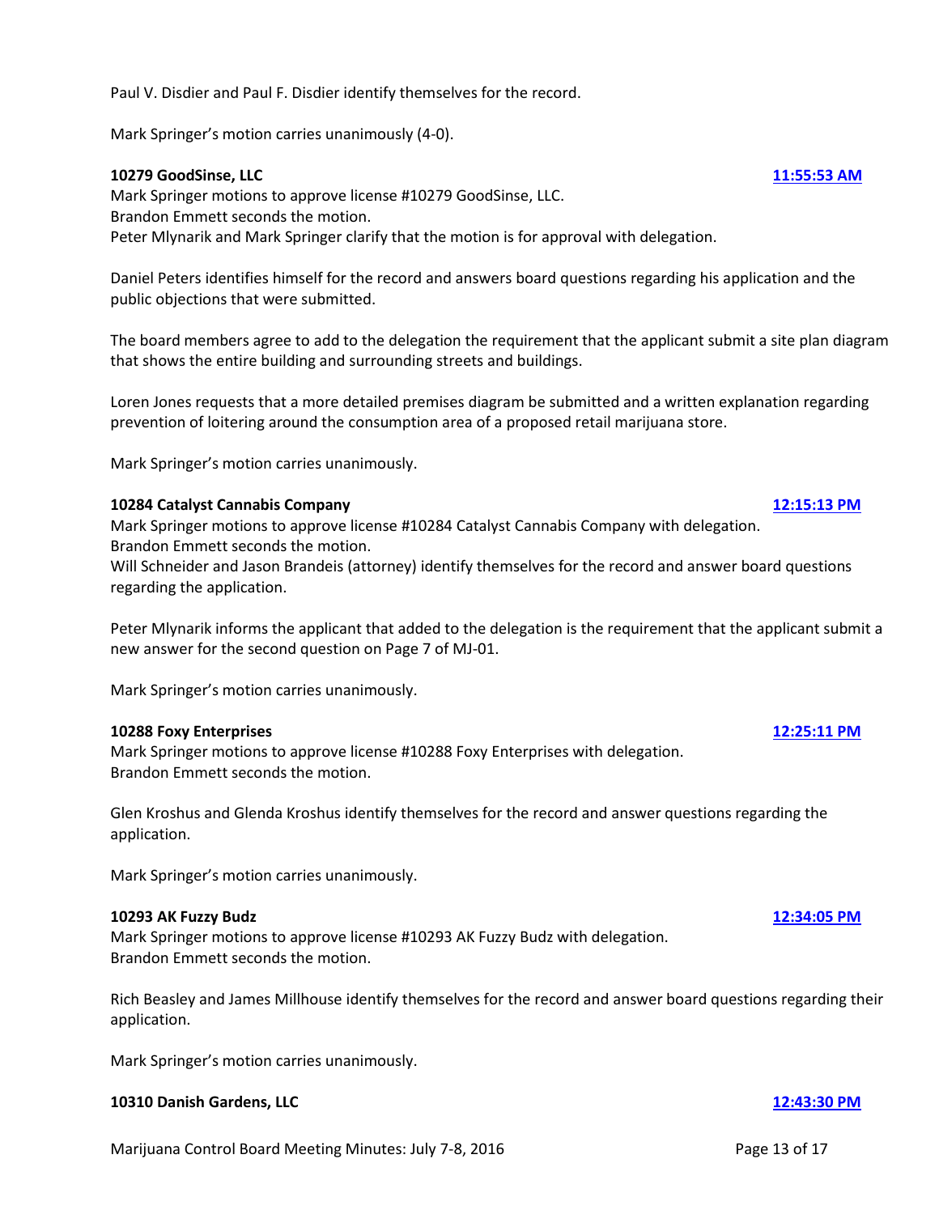Paul V. Disdier and Paul F. Disdier identify themselves for the record.

Mark Springer's motion carries unanimously (4-0).

**10279 GoodSinse, LLC** [11:55:53 AM]

Mark Springer motions to approve license #10279 GoodSinse, LLC.
Brandon Emmett seconds the motion.
Peter Mlynarik and Mark Springer clarify that the motion is for approval with delegation.

Daniel Peters identifies himself for the record and answers board questions regarding his application and the public objections that were submitted.

The board members agree to add to the delegation the requirement that the applicant submit a site plan diagram that shows the entire building and surrounding streets and buildings.

Loren Jones requests that a more detailed premises diagram be submitted and a written explanation regarding prevention of loitering around the consumption area of a proposed retail marijuana store.

Mark Springer's motion carries unanimously.

**10284 Catalyst Cannabis Company** [12:15:13 PM]

Mark Springer motions to approve license #10284 Catalyst Cannabis Company with delegation.
Brandon Emmett seconds the motion.
Will Schneider and Jason Brandeis (attorney) identify themselves for the record and answer board questions regarding the application.

Peter Mlynarik informs the applicant that added to the delegation is the requirement that the applicant submit a new answer for the second question on Page 7 of MJ-01.

Mark Springer's motion carries unanimously.

**10288 Foxy Enterprises** [12:25:11 PM]

Mark Springer motions to approve license #10288 Foxy Enterprises with delegation.
Brandon Emmett seconds the motion.

Glen Kroshus and Glenda Kroshus identify themselves for the record and answer questions regarding the application.

Mark Springer's motion carries unanimously.

**10293 AK Fuzzy Budz** [12:34:05 PM]

Mark Springer motions to approve license #10293 AK Fuzzy Budz with delegation.
Brandon Emmett seconds the motion.

Rich Beasley and James Millhouse identify themselves for the record and answer board questions regarding their application.

Mark Springer's motion carries unanimously.

**10310 Danish Gardens, LLC** [12:43:30 PM]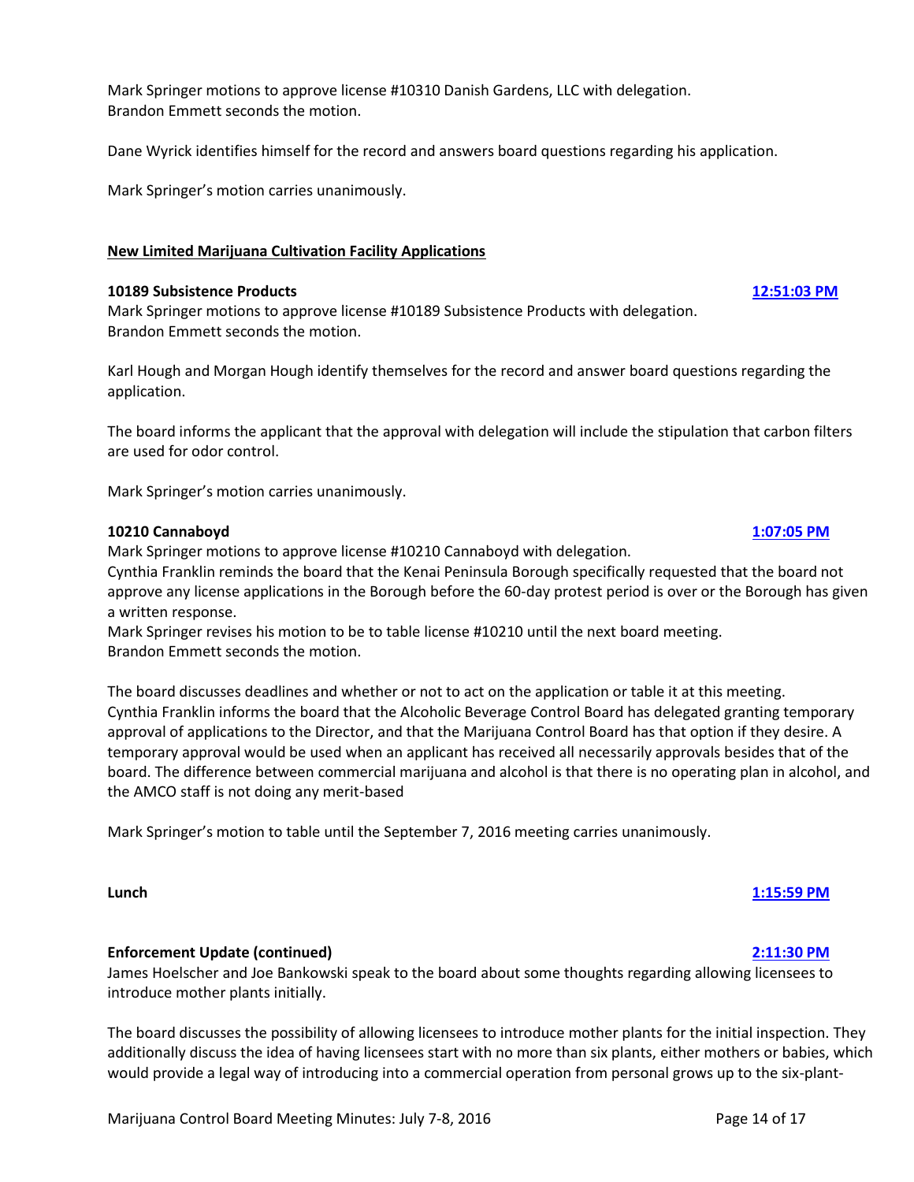Mark Springer motions to approve license #10310 Danish Gardens, LLC with delegation.
Brandon Emmett seconds the motion.

Dane Wyrick identifies himself for the record and answers board questions regarding his application.

Mark Springer's motion carries unanimously.

**New Limited Marijuana Cultivation Facility Applications**

**10189 Subsistence Products** [12:51:03 PM]

Mark Springer motions to approve license #10189 Subsistence Products with delegation.
Brandon Emmett seconds the motion.

Karl Hough and Morgan Hough identify themselves for the record and answer board questions regarding the application.

The board informs the applicant that the approval with delegation will include the stipulation that carbon filters are used for odor control.

Mark Springer's motion carries unanimously.

**10210 Cannaboyd** [1:07:05 PM]

Mark Springer motions to approve license #10210 Cannaboyd with delegation.
Cynthia Franklin reminds the board that the Kenai Peninsula Borough specifically requested that the board not approve any license applications in the Borough before the 60-day protest period is over or the Borough has given a written response.
Mark Springer revises his motion to be to table license #10210 until the next board meeting.
Brandon Emmett seconds the motion.

The board discusses deadlines and whether or not to act on the application or table it at this meeting.
Cynthia Franklin informs the board that the Alcoholic Beverage Control Board has delegated granting temporary approval of applications to the Director, and that the Marijuana Control Board has that option if they desire. A temporary approval would be used when an applicant has received all necessarily approvals besides that of the board. The difference between commercial marijuana and alcohol is that there is no operating plan in alcohol, and the AMCO staff is not doing any merit-based

Mark Springer's motion to table until the September 7, 2016 meeting carries unanimously.

**Lunch** [1:15:59 PM]

**Enforcement Update (continued)** [2:11:30 PM]

James Hoelscher and Joe Bankowski speak to the board about some thoughts regarding allowing licensees to introduce mother plants initially.

The board discusses the possibility of allowing licensees to introduce mother plants for the initial inspection. They additionally discuss the idea of having licensees start with no more than six plants, either mothers or babies, which would provide a legal way of introducing into a commercial operation from personal grows up to the six-plant-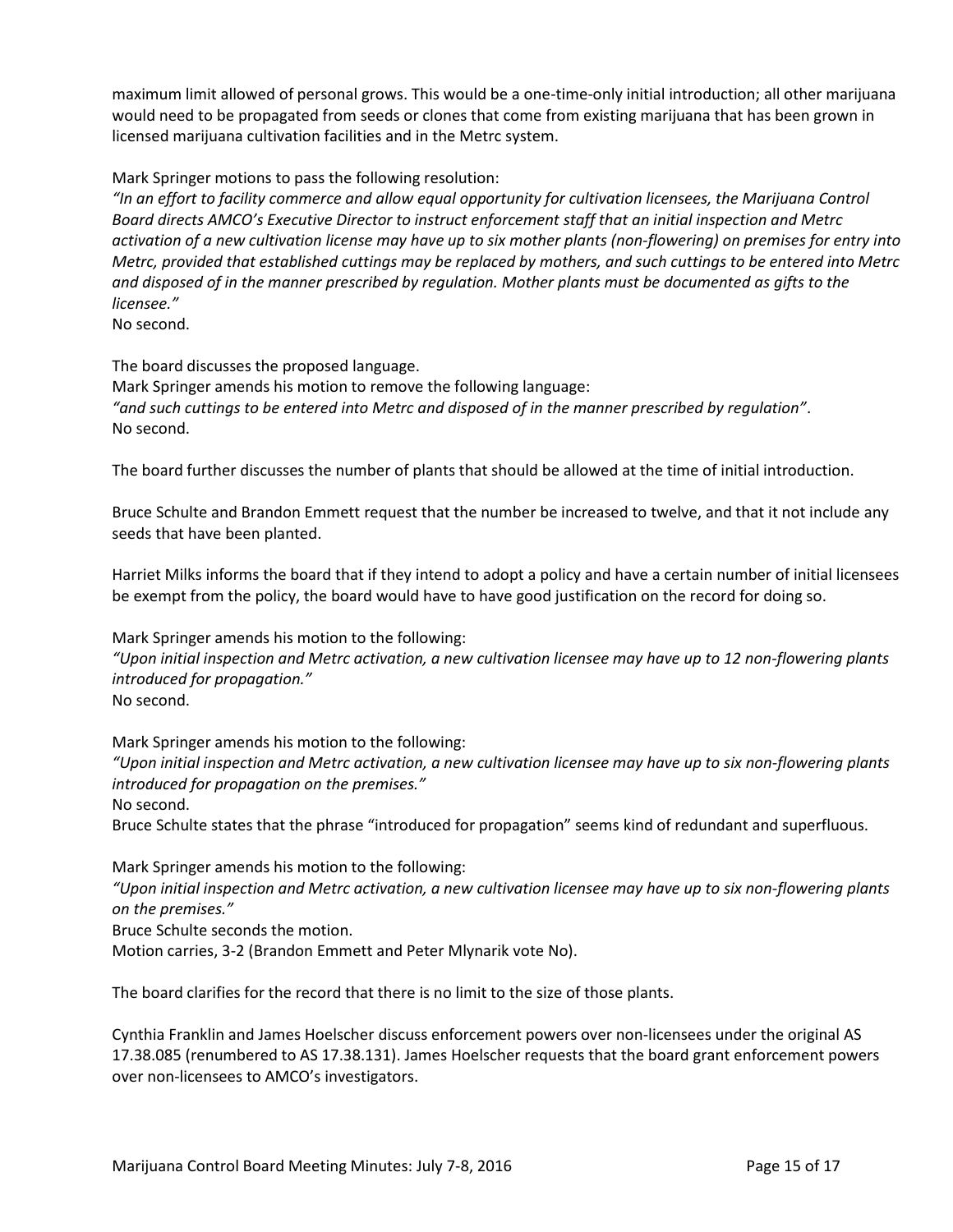maximum limit allowed of personal grows. This would be a one-time-only initial introduction; all other marijuana would need to be propagated from seeds or clones that come from existing marijuana that has been grown in licensed marijuana cultivation facilities and in the Metrc system.

Mark Springer motions to pass the following resolution:
*"In an effort to facility commerce and allow equal opportunity for cultivation licensees, the Marijuana Control Board directs AMCO's Executive Director to instruct enforcement staff that an initial inspection and Metrc activation of a new cultivation license may have up to six mother plants (non-flowering) on premises for entry into Metrc, provided that established cuttings may be replaced by mothers, and such cuttings to be entered into Metrc and disposed of in the manner prescribed by regulation. Mother plants must be documented as gifts to the licensee."*
No second.

The board discusses the proposed language.
Mark Springer amends his motion to remove the following language:
*"and such cuttings to be entered into Metrc and disposed of in the manner prescribed by regulation"*.
No second.

The board further discusses the number of plants that should be allowed at the time of initial introduction.

Bruce Schulte and Brandon Emmett request that the number be increased to twelve, and that it not include any seeds that have been planted.

Harriet Milks informs the board that if they intend to adopt a policy and have a certain number of initial licensees be exempt from the policy, the board would have to have good justification on the record for doing so.

Mark Springer amends his motion to the following:
*"Upon initial inspection and Metrc activation, a new cultivation licensee may have up to 12 non-flowering plants introduced for propagation."*
No second.

Mark Springer amends his motion to the following:
*"Upon initial inspection and Metrc activation, a new cultivation licensee may have up to six non-flowering plants introduced for propagation on the premises."*
No second.
Bruce Schulte states that the phrase "introduced for propagation" seems kind of redundant and superfluous.

Mark Springer amends his motion to the following:
*"Upon initial inspection and Metrc activation, a new cultivation licensee may have up to six non-flowering plants on the premises."*
Bruce Schulte seconds the motion.
Motion carries, 3-2 (Brandon Emmett and Peter Mlynarik vote No).

The board clarifies for the record that there is no limit to the size of those plants.

Cynthia Franklin and James Hoelscher discuss enforcement powers over non-licensees under the original AS 17.38.085 (renumbered to AS 17.38.131). James Hoelscher requests that the board grant enforcement powers over non-licensees to AMCO's investigators.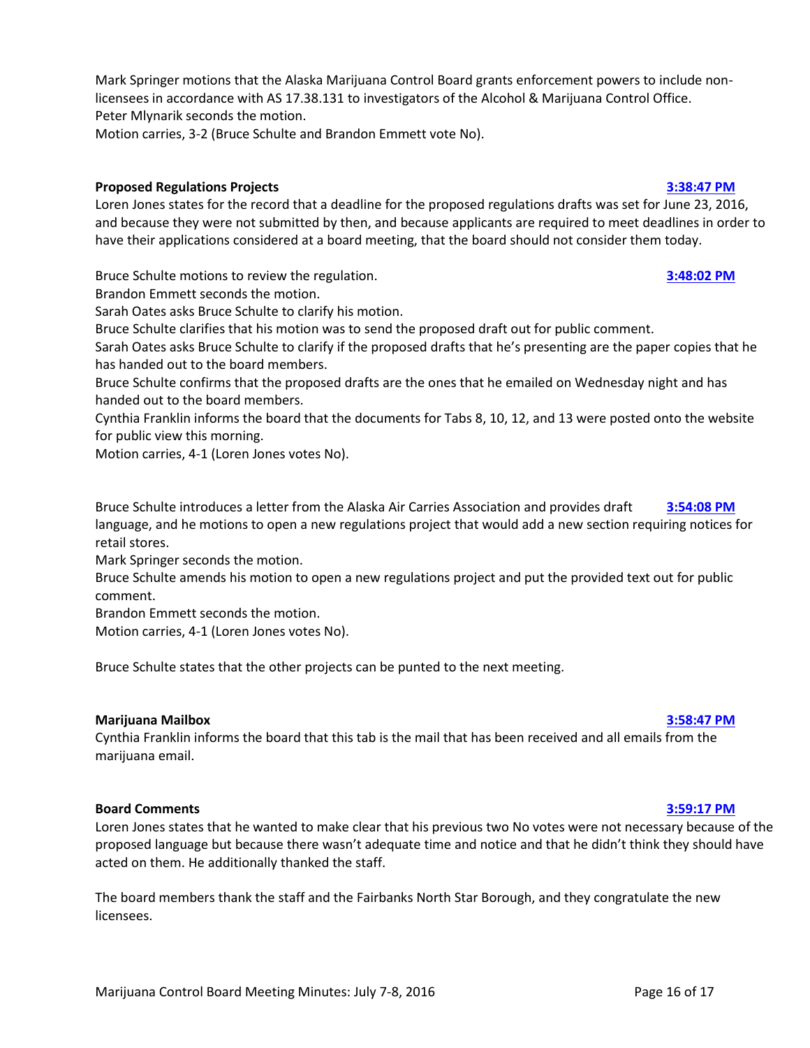Mark Springer motions that the Alaska Marijuana Control Board grants enforcement powers to include non-licensees in accordance with AS 17.38.131 to investigators of the Alcohol & Marijuana Control Office.
Peter Mlynarik seconds the motion.
Motion carries, 3-2 (Bruce Schulte and Brandon Emmett vote No).

**Proposed Regulations Projects** **3:38:47 PM**

Loren Jones states for the record that a deadline for the proposed regulations drafts was set for June 23, 2016, and because they were not submitted by then, and because applicants are required to meet deadlines in order to have their applications considered at a board meeting, that the board should not consider them today.

Bruce Schulte motions to review the regulation. **3:48:02 PM**
Brandon Emmett seconds the motion.
Sarah Oates asks Bruce Schulte to clarify his motion.
Bruce Schulte clarifies that his motion was to send the proposed draft out for public comment.
Sarah Oates asks Bruce Schulte to clarify if the proposed drafts that he's presenting are the paper copies that he has handed out to the board members.
Bruce Schulte confirms that the proposed drafts are the ones that he emailed on Wednesday night and has handed out to the board members.
Cynthia Franklin informs the board that the documents for Tabs 8, 10, 12, and 13 were posted onto the website for public view this morning.
Motion carries, 4-1 (Loren Jones votes No).

Bruce Schulte introduces a letter from the Alaska Air Carries Association and provides draft language, and he motions to open a new regulations project that would add a new section requiring notices for retail stores. **3:54:08 PM**
Mark Springer seconds the motion.
Bruce Schulte amends his motion to open a new regulations project and put the provided text out for public comment.
Brandon Emmett seconds the motion.
Motion carries, 4-1 (Loren Jones votes No).

Bruce Schulte states that the other projects can be punted to the next meeting.

**Marijuana Mailbox** **3:58:47 PM**

Cynthia Franklin informs the board that this tab is the mail that has been received and all emails from the marijuana email.

**Board Comments** **3:59:17 PM**

Loren Jones states that he wanted to make clear that his previous two No votes were not necessary because of the proposed language but because there wasn't adequate time and notice and that he didn't think they should have acted on them. He additionally thanked the staff.

The board members thank the staff and the Fairbanks North Star Borough, and they congratulate the new licensees.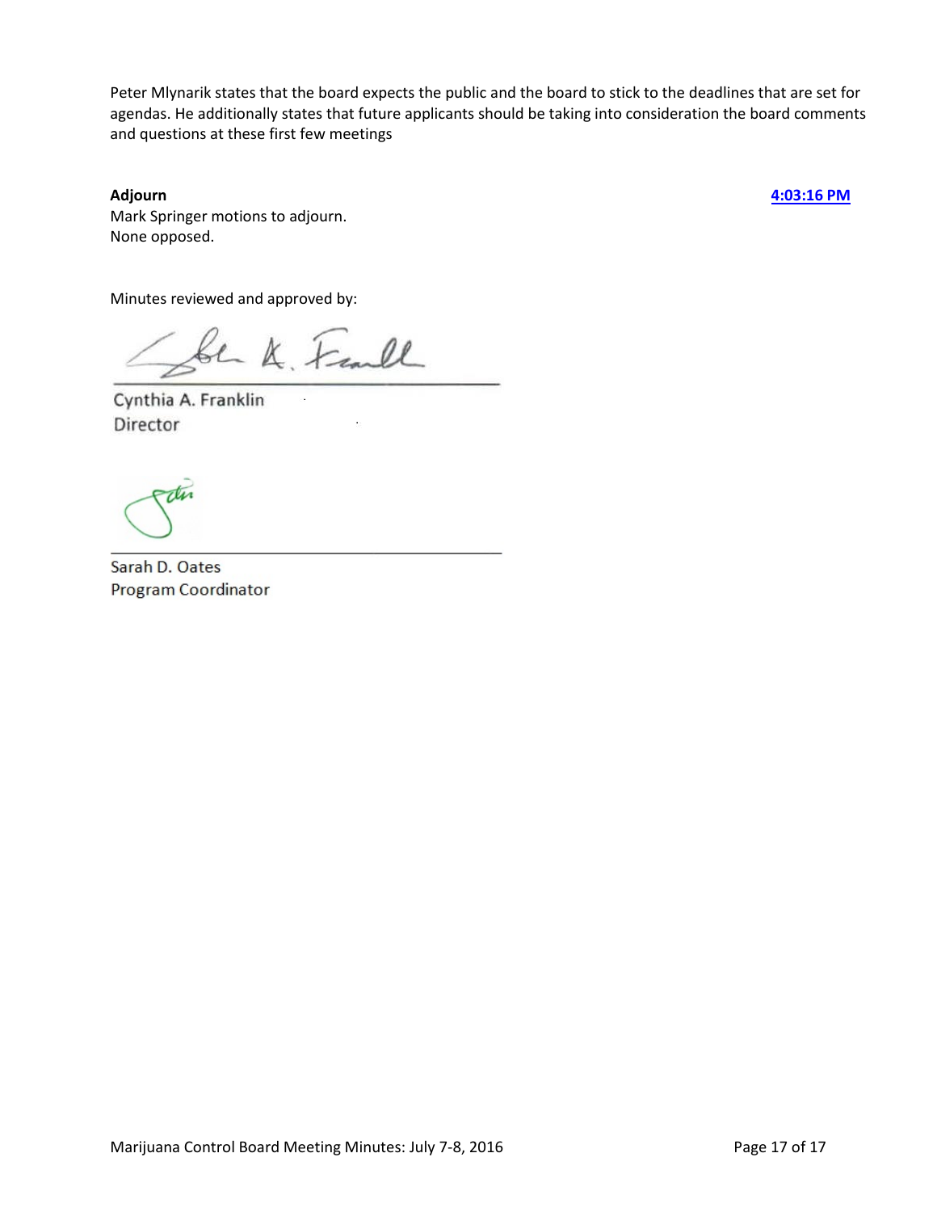Peter Mlynarik states that the board expects the public and the board to stick to the deadlines that are set for agendas. He additionally states that future applicants should be taking into consideration the board comments and questions at these first few meetings

**Adjourn** **4:03:16 PM**

Mark Springer motions to adjourn.
None opposed.

Minutes reviewed and approved by:

Cynthia A. Franklin
Director

Sarah D. Oates
Program Coordinator